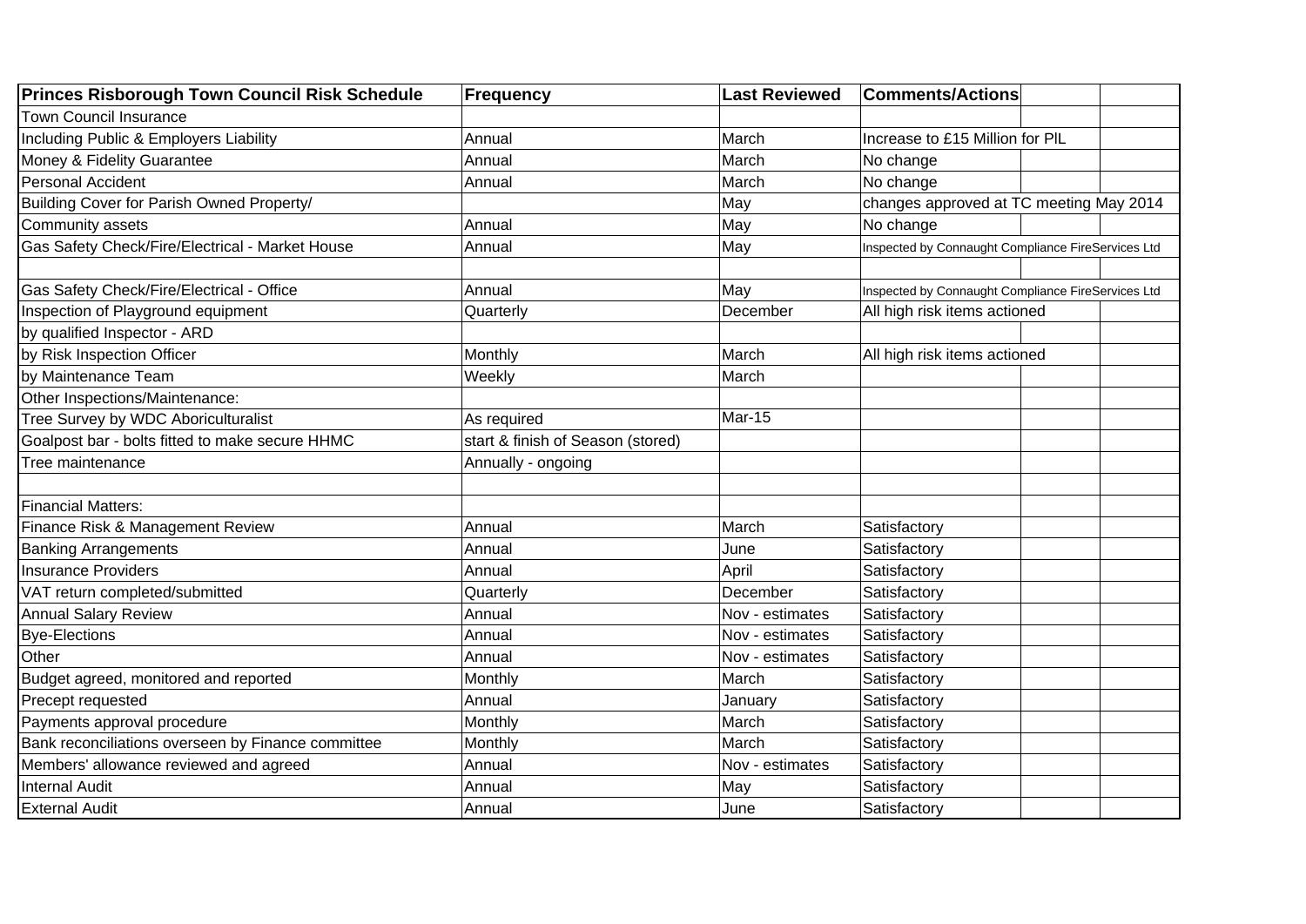| Princes Risborough Town Council Risk Schedule | Frequency | Last Reviewed | Comments/Actions | | |
|---|---|---|---|---|---|
| Town Council Insurance | | | | | |
| Including Public & Employers Liability | Annual | March | Increase to £15 Million for PlL | | |
| Money & Fidelity Guarantee | Annual | March | No change | | |
| Personal Accident | Annual | March | No change | | |
| Building Cover for Parish Owned Property/ | | May | changes approved at TC meeting May 2014 | | |
| Community assets | Annual | May | No change | | |
| Gas Safety Check/Fire/Electrical - Market House | Annual | May | Inspected by Connaught Compliance FireServices Ltd | | |
| | | | | | |
| Gas Safety Check/Fire/Electrical - Office | Annual | May | Inspected by Connaught Compliance FireServices Ltd | | |
| Inspection of Playground equipment | Quarterly | December | All high risk items actioned | | |
| by qualified Inspector - ARD | | | | | |
| by Risk Inspection Officer | Monthly | March | All high risk items actioned | | |
| by Maintenance Team | Weekly | March | | | |
| Other Inspections/Maintenance: | | | | | |
| Tree Survey by WDC Aboriculturalist | As required | Mar-15 | | | |
| Goalpost bar - bolts fitted to make secure HHMC | start & finish of Season (stored) | | | | |
| Tree maintenance | Annually - ongoing | | | | |
| | | | | | |
| Financial Matters: | | | | | |
| Finance Risk & Management Review | Annual | March | Satisfactory | | |
| Banking Arrangements | Annual | June | Satisfactory | | |
| Insurance Providers | Annual | April | Satisfactory | | |
| VAT return completed/submitted | Quarterly | December | Satisfactory | | |
| Annual Salary Review | Annual | Nov - estimates | Satisfactory | | |
| Bye-Elections | Annual | Nov - estimates | Satisfactory | | |
| Other | Annual | Nov - estimates | Satisfactory | | |
| Budget agreed, monitored and reported | Monthly | March | Satisfactory | | |
| Precept requested | Annual | January | Satisfactory | | |
| Payments approval procedure | Monthly | March | Satisfactory | | |
| Bank reconciliations overseen by Finance committee | Monthly | March | Satisfactory | | |
| Members' allowance reviewed and agreed | Annual | Nov - estimates | Satisfactory | | |
| Internal Audit | Annual | May | Satisfactory | | |
| External Audit | Annual | June | Satisfactory | | |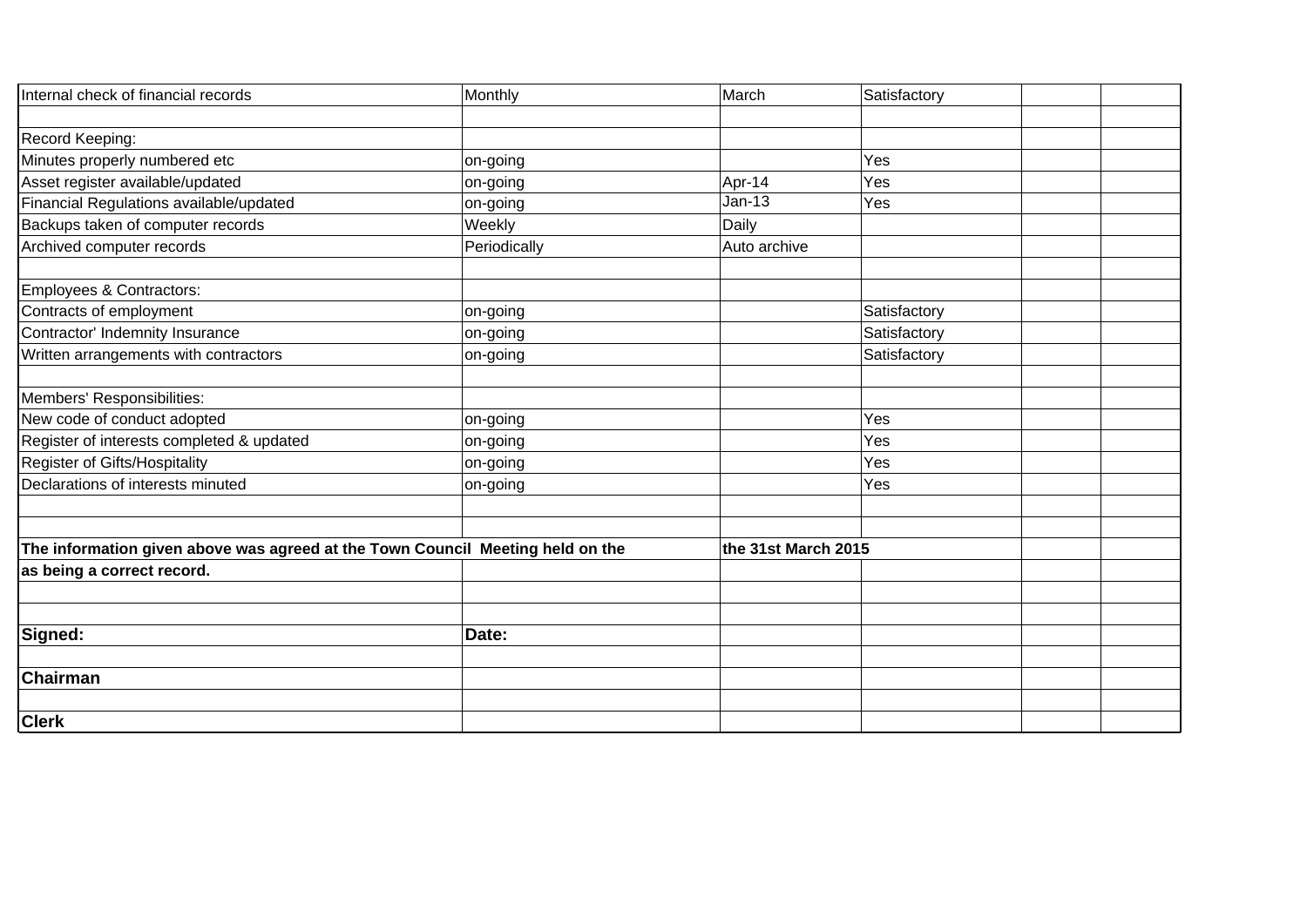| | | | | | |
|---|---|---|---|---|---|
| Internal check of financial records | Monthly | March | Satisfactory | | |
| | | | | | |
| Record Keeping: | | | | | |
| Minutes properly numbered etc | on-going | | Yes | | |
| Asset register available/updated | on-going | Apr-14 | Yes | | |
| Financial Regulations available/updated | on-going | Jan-13 | Yes | | |
| Backups taken of computer records | Weekly | Daily | | | |
| Archived computer records | Periodically | Auto archive | | | |
| | | | | | |
| Employees & Contractors: | | | | | |
| Contracts of employment | on-going | | Satisfactory | | |
| Contractor' Indemnity Insurance | on-going | | Satisfactory | | |
| Written arrangements with contractors | on-going | | Satisfactory | | |
| | | | | | |
| Members' Responsibilities: | | | | | |
| New code of conduct adopted | on-going | | Yes | | |
| Register of interests completed & updated | on-going | | Yes | | |
| Register of Gifts/Hospitality | on-going | | Yes | | |
| Declarations of interests minuted | on-going | | Yes | | |
| | | | | | |
| | | | | | |
| **The information given above was agreed at the Town Council Meeting held on the** | | **the 31st March 2015** | | | |
| **as being a correct record.** | | | | | |
| | | | | | |
| | | | | | |
| **Signed:** | **Date:** | | | | |
| | | | | | |
| **Chairman** | | | | | |
| | | | | | |
| **Clerk** | | | | | |